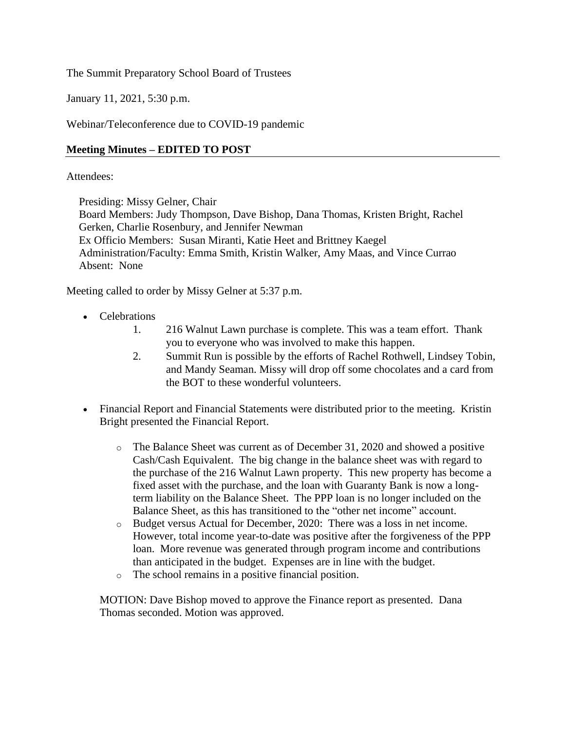The Summit Preparatory School Board of Trustees

January 11, 2021, 5:30 p.m.

Webinar/Teleconference due to COVID-19 pandemic

## **Meeting Minutes – EDITED TO POST**

Attendees:

Presiding: Missy Gelner, Chair
Board Members: Judy Thompson, Dave Bishop, Dana Thomas, Kristen Bright, Rachel Gerken, Charlie Rosenbury, and Jennifer Newman
Ex Officio Members: Susan Miranti, Katie Heet and Brittney Kaegel
Administration/Faculty: Emma Smith, Kristin Walker, Amy Maas, and Vince Currao
Absent: None

Meeting called to order by Missy Gelner at 5:37 p.m.

- Celebrations
    1. 216 Walnut Lawn purchase is complete. This was a team effort. Thank you to everyone who was involved to make this happen.
    2. Summit Run is possible by the efforts of Rachel Rothwell, Lindsey Tobin, and Mandy Seaman. Missy will drop off some chocolates and a card from the BOT to these wonderful volunteers.

- Financial Report and Financial Statements were distributed prior to the meeting. Kristin Bright presented the Financial Report.
    - The Balance Sheet was current as of December 31, 2020 and showed a positive Cash/Cash Equivalent. The big change in the balance sheet was with regard to the purchase of the 216 Walnut Lawn property. This new property has become a fixed asset with the purchase, and the loan with Guaranty Bank is now a long-term liability on the Balance Sheet. The PPP loan is no longer included on the Balance Sheet, as this has transitioned to the "other net income" account.
    - Budget versus Actual for December, 2020: There was a loss in net income. However, total income year-to-date was positive after the forgiveness of the PPP loan. More revenue was generated through program income and contributions than anticipated in the budget. Expenses are in line with the budget.
    - The school remains in a positive financial position.

  MOTION: Dave Bishop moved to approve the Finance report as presented. Dana Thomas seconded. Motion was approved.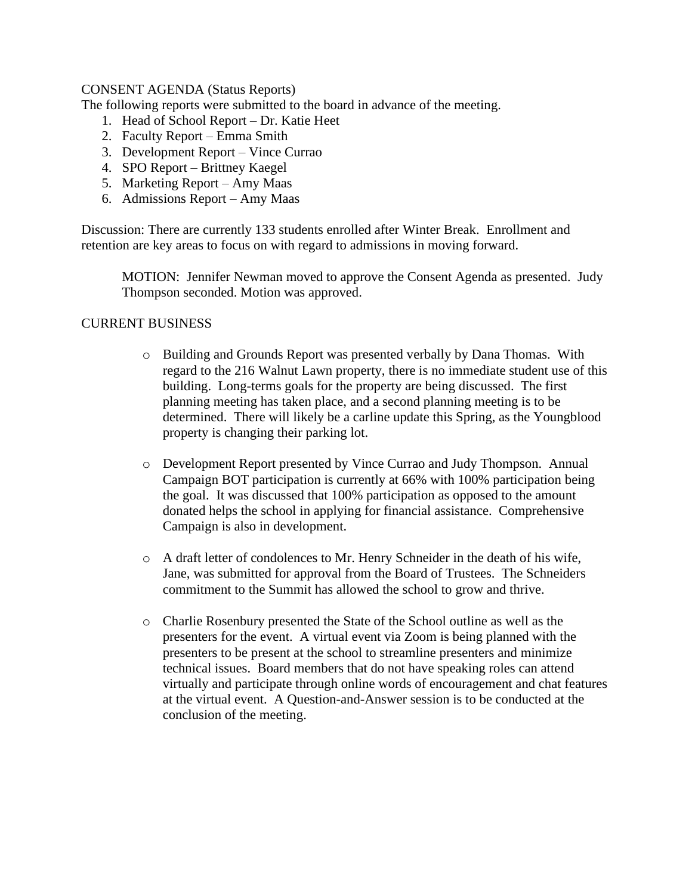CONSENT AGENDA (Status Reports)

The following reports were submitted to the board in advance of the meeting.

1. Head of School Report – Dr. Katie Heet
2. Faculty Report – Emma Smith
3. Development Report – Vince Currao
4. SPO Report – Brittney Kaegel
5. Marketing Report – Amy Maas
6. Admissions Report – Amy Maas

Discussion: There are currently 133 students enrolled after Winter Break. Enrollment and retention are key areas to focus on with regard to admissions in moving forward.

> MOTION: Jennifer Newman moved to approve the Consent Agenda as presented. Judy Thompson seconded. Motion was approved.

CURRENT BUSINESS

- Building and Grounds Report was presented verbally by Dana Thomas. With regard to the 216 Walnut Lawn property, there is no immediate student use of this building. Long-terms goals for the property are being discussed. The first planning meeting has taken place, and a second planning meeting is to be determined. There will likely be a carline update this Spring, as the Youngblood property is changing their parking lot.

- Development Report presented by Vince Currao and Judy Thompson. Annual Campaign BOT participation is currently at 66% with 100% participation being the goal. It was discussed that 100% participation as opposed to the amount donated helps the school in applying for financial assistance. Comprehensive Campaign is also in development.

- A draft letter of condolences to Mr. Henry Schneider in the death of his wife, Jane, was submitted for approval from the Board of Trustees. The Schneiders commitment to the Summit has allowed the school to grow and thrive.

- Charlie Rosenbury presented the State of the School outline as well as the presenters for the event. A virtual event via Zoom is being planned with the presenters to be present at the school to streamline presenters and minimize technical issues. Board members that do not have speaking roles can attend virtually and participate through online words of encouragement and chat features at the virtual event. A Question-and-Answer session is to be conducted at the conclusion of the meeting.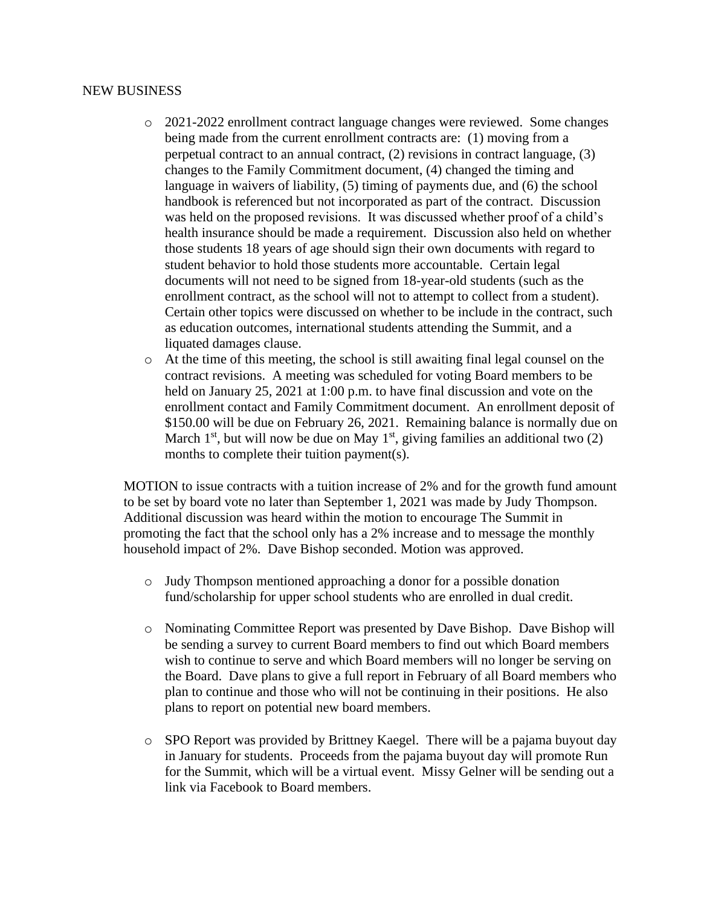NEW BUSINESS

- 2021-2022 enrollment contract language changes were reviewed. Some changes being made from the current enrollment contracts are: (1) moving from a perpetual contract to an annual contract, (2) revisions in contract language, (3) changes to the Family Commitment document, (4) changed the timing and language in waivers of liability, (5) timing of payments due, and (6) the school handbook is referenced but not incorporated as part of the contract. Discussion was held on the proposed revisions. It was discussed whether proof of a child's health insurance should be made a requirement. Discussion also held on whether those students 18 years of age should sign their own documents with regard to student behavior to hold those students more accountable. Certain legal documents will not need to be signed from 18-year-old students (such as the enrollment contract, as the school will not to attempt to collect from a student). Certain other topics were discussed on whether to be include in the contract, such as education outcomes, international students attending the Summit, and a liquated damages clause.
- At the time of this meeting, the school is still awaiting final legal counsel on the contract revisions. A meeting was scheduled for voting Board members to be held on January 25, 2021 at 1:00 p.m. to have final discussion and vote on the enrollment contact and Family Commitment document. An enrollment deposit of $150.00 will be due on February 26, 2021. Remaining balance is normally due on March 1st, but will now be due on May 1st, giving families an additional two (2) months to complete their tuition payment(s).

MOTION to issue contracts with a tuition increase of 2% and for the growth fund amount to be set by board vote no later than September 1, 2021 was made by Judy Thompson. Additional discussion was heard within the motion to encourage The Summit in promoting the fact that the school only has a 2% increase and to message the monthly household impact of 2%. Dave Bishop seconded. Motion was approved.

- Judy Thompson mentioned approaching a donor for a possible donation fund/scholarship for upper school students who are enrolled in dual credit.

- Nominating Committee Report was presented by Dave Bishop. Dave Bishop will be sending a survey to current Board members to find out which Board members wish to continue to serve and which Board members will no longer be serving on the Board. Dave plans to give a full report in February of all Board members who plan to continue and those who will not be continuing in their positions. He also plans to report on potential new board members.

- SPO Report was provided by Brittney Kaegel. There will be a pajama buyout day in January for students. Proceeds from the pajama buyout day will promote Run for the Summit, which will be a virtual event. Missy Gelner will be sending out a link via Facebook to Board members.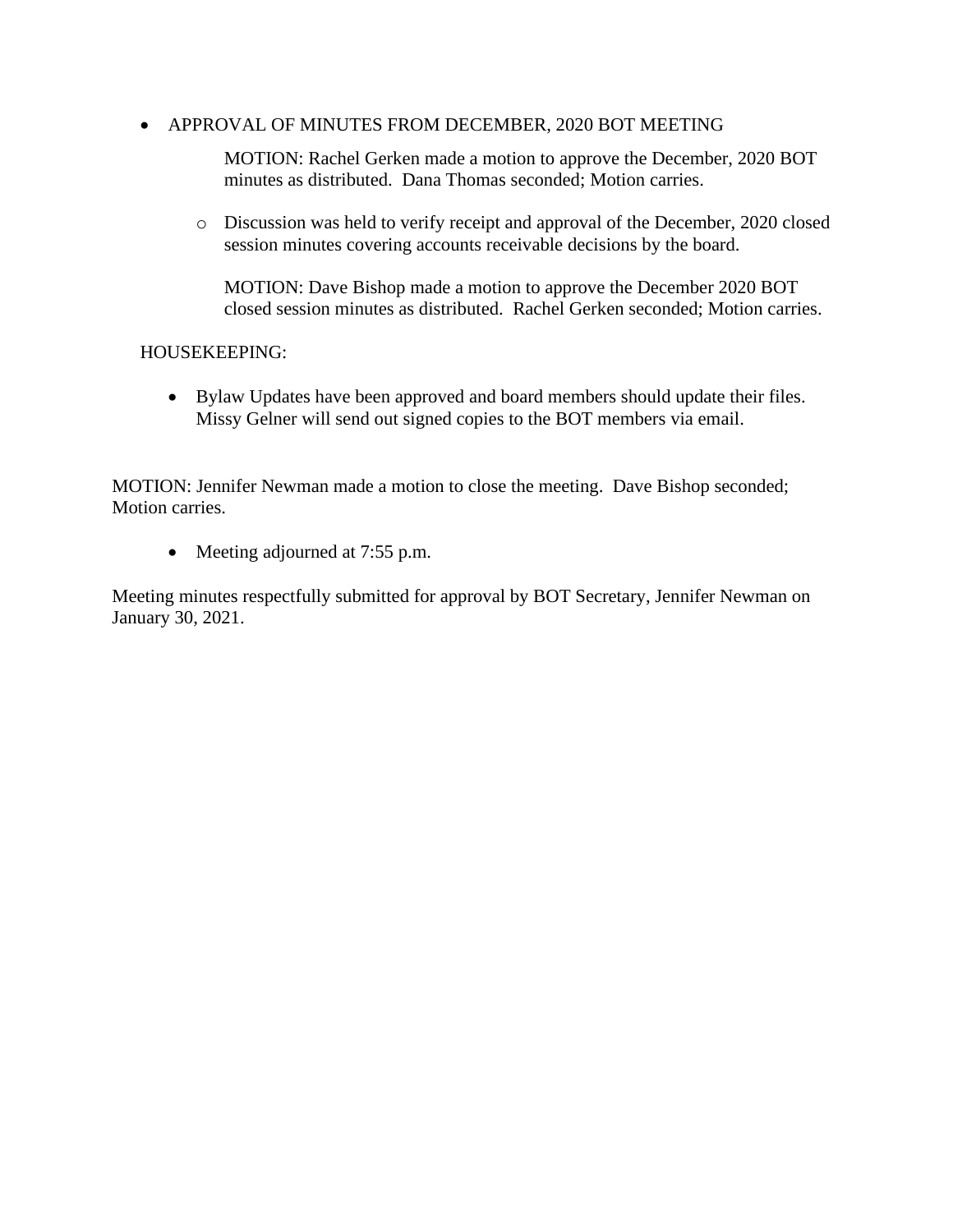- APPROVAL OF MINUTES FROM DECEMBER, 2020 BOT MEETING

  MOTION: Rachel Gerken made a motion to approve the December, 2020 BOT minutes as distributed. Dana Thomas seconded; Motion carries.

  - Discussion was held to verify receipt and approval of the December, 2020 closed session minutes covering accounts receivable decisions by the board.

    MOTION: Dave Bishop made a motion to approve the December 2020 BOT closed session minutes as distributed. Rachel Gerken seconded; Motion carries.

HOUSEKEEPING:

- Bylaw Updates have been approved and board members should update their files. Missy Gelner will send out signed copies to the BOT members via email.

MOTION: Jennifer Newman made a motion to close the meeting. Dave Bishop seconded; Motion carries.

- Meeting adjourned at 7:55 p.m.

Meeting minutes respectfully submitted for approval by BOT Secretary, Jennifer Newman on January 30, 2021.